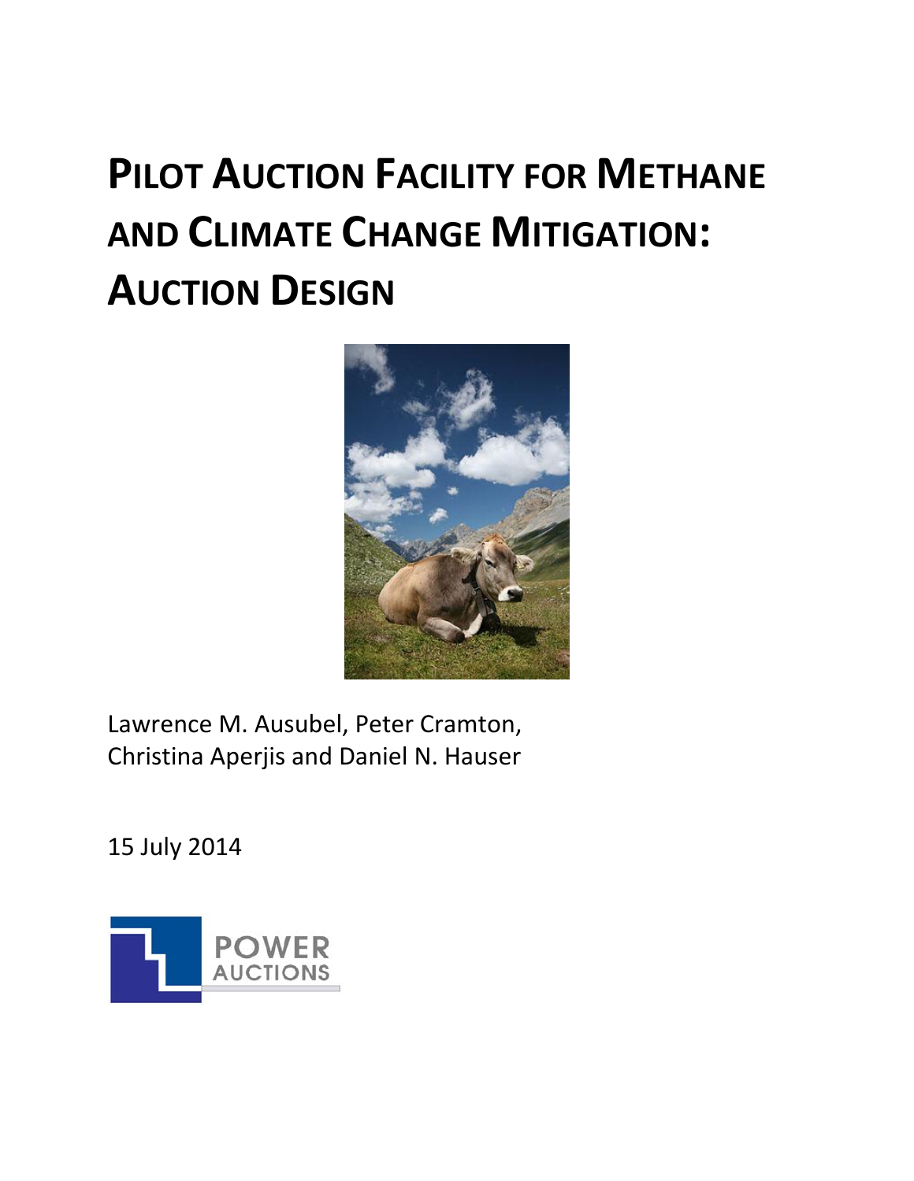# Pilot Auction Facility for Methane and Climate Change Mitigation: Auction Design

Lawrence M. Ausubel, Peter Cramton, Christina Aperjis and Daniel N. Hauser

15 July 2014

POWER AUCTIONS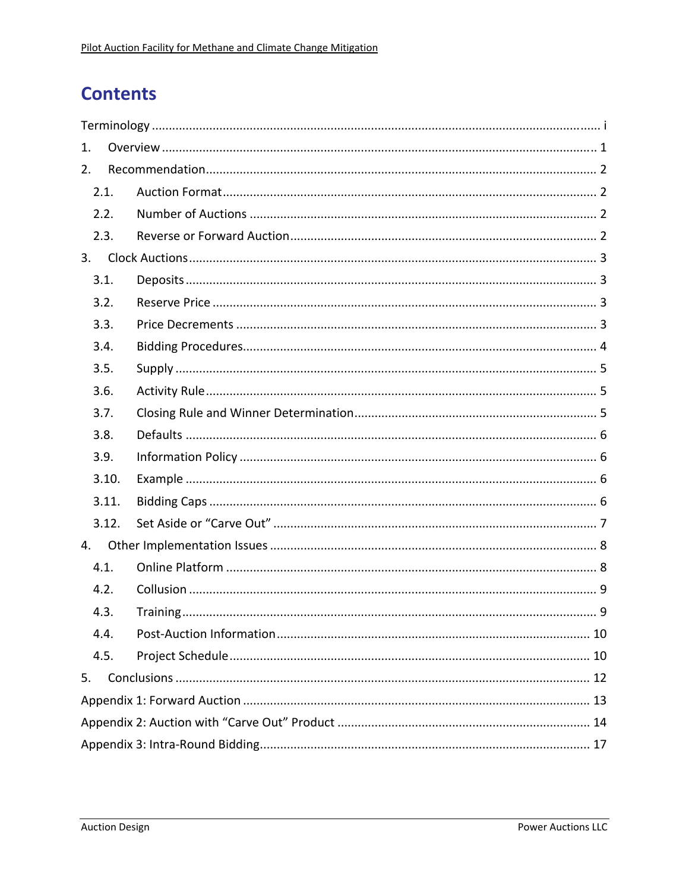# Contents

- Terminology ..... i
- 1. Overview ..... 1
- 2. Recommendation ..... 2
  - 2.1. Auction Format ..... 2
  - 2.2. Number of Auctions ..... 2
  - 2.3. Reverse or Forward Auction ..... 2
- 3. Clock Auctions ..... 3
  - 3.1. Deposits ..... 3
  - 3.2. Reserve Price ..... 3
  - 3.3. Price Decrements ..... 3
  - 3.4. Bidding Procedures ..... 4
  - 3.5. Supply ..... 5
  - 3.6. Activity Rule ..... 5
  - 3.7. Closing Rule and Winner Determination ..... 5
  - 3.8. Defaults ..... 6
  - 3.9. Information Policy ..... 6
  - 3.10. Example ..... 6
  - 3.11. Bidding Caps ..... 6
  - 3.12. Set Aside or "Carve Out" ..... 7
- 4. Other Implementation Issues ..... 8
  - 4.1. Online Platform ..... 8
  - 4.2. Collusion ..... 9
  - 4.3. Training ..... 9
  - 4.4. Post-Auction Information ..... 10
  - 4.5. Project Schedule ..... 10
- 5. Conclusions ..... 12
- Appendix 1: Forward Auction ..... 13
- Appendix 2: Auction with "Carve Out" Product ..... 14
- Appendix 3: Intra-Round Bidding ..... 17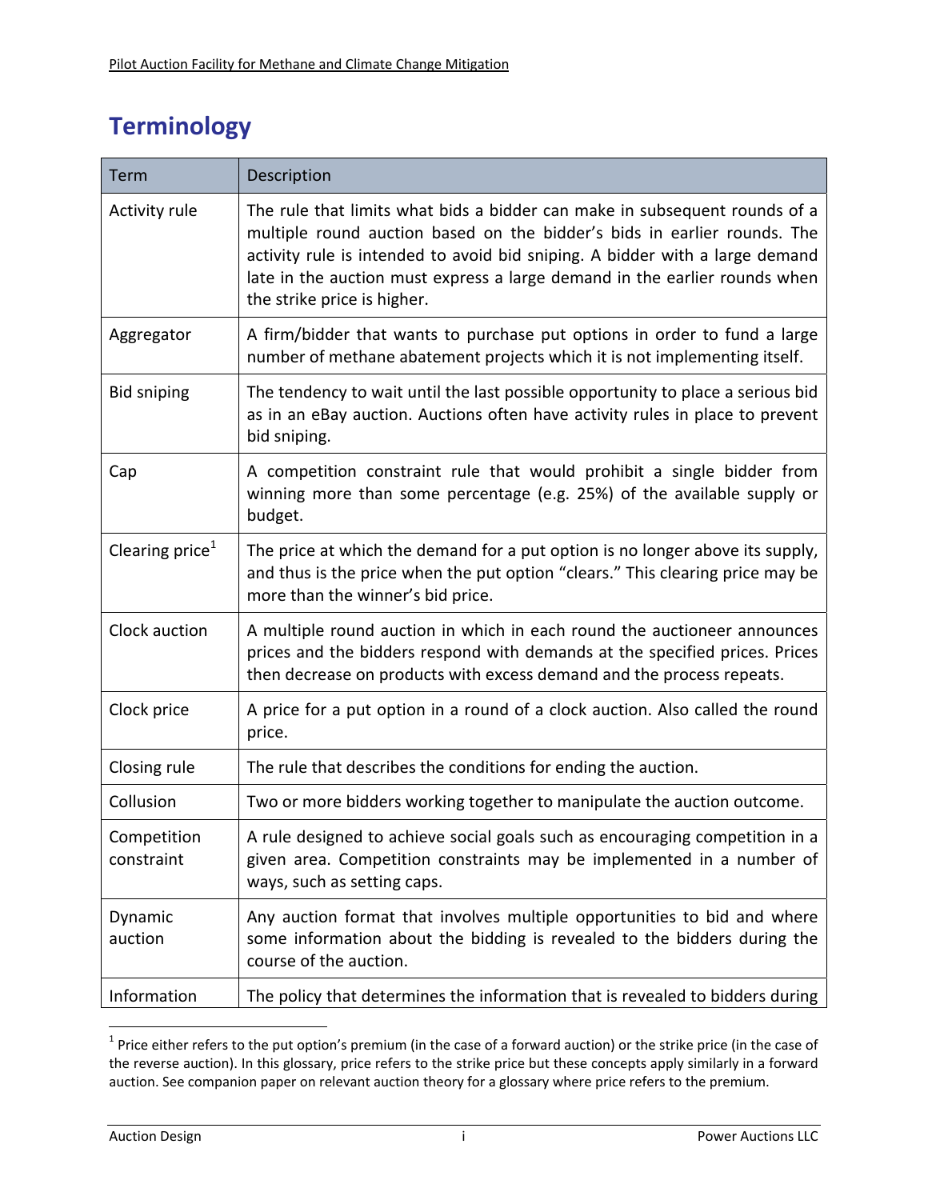# Terminology

| Term | Description |
| --- | --- |
| Activity rule | The rule that limits what bids a bidder can make in subsequent rounds of a multiple round auction based on the bidder's bids in earlier rounds. The activity rule is intended to avoid bid sniping. A bidder with a large demand late in the auction must express a large demand in the earlier rounds when the strike price is higher. |
| Aggregator | A firm/bidder that wants to purchase put options in order to fund a large number of methane abatement projects which it is not implementing itself. |
| Bid sniping | The tendency to wait until the last possible opportunity to place a serious bid as in an eBay auction. Auctions often have activity rules in place to prevent bid sniping. |
| Cap | A competition constraint rule that would prohibit a single bidder from winning more than some percentage (e.g. 25%) of the available supply or budget. |
| Clearing price[1] | The price at which the demand for a put option is no longer above its supply, and thus is the price when the put option "clears." This clearing price may be more than the winner's bid price. |
| Clock auction | A multiple round auction in which in each round the auctioneer announces prices and the bidders respond with demands at the specified prices. Prices then decrease on products with excess demand and the process repeats. |
| Clock price | A price for a put option in a round of a clock auction. Also called the round price. |
| Closing rule | The rule that describes the conditions for ending the auction. |
| Collusion | Two or more bidders working together to manipulate the auction outcome. |
| Competition constraint | A rule designed to achieve social goals such as encouraging competition in a given area. Competition constraints may be implemented in a number of ways, such as setting caps. |
| Dynamic auction | Any auction format that involves multiple opportunities to bid and where some information about the bidding is revealed to the bidders during the course of the auction. |
| Information | The policy that determines the information that is revealed to bidders during |

[1] Price either refers to the put option's premium (in the case of a forward auction) or the strike price (in the case of the reverse auction). In this glossary, price refers to the strike price but these concepts apply similarly in a forward auction. See companion paper on relevant auction theory for a glossary where price refers to the premium.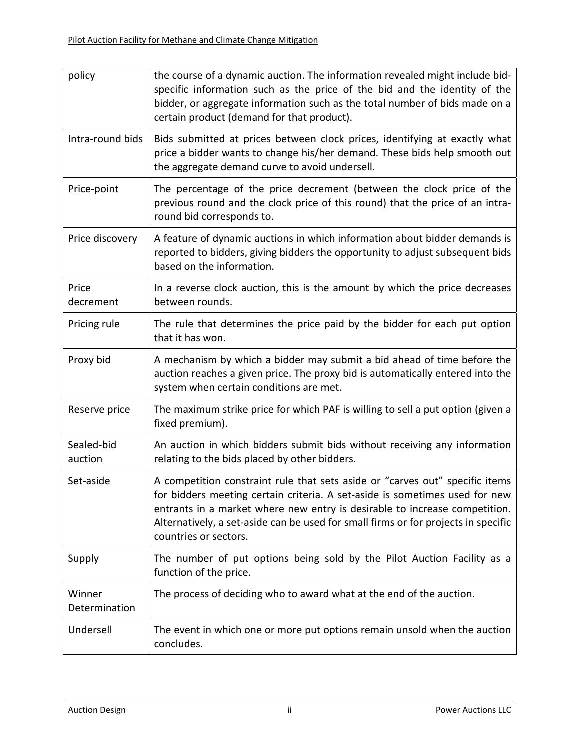| | |
|---|---|
| policy | the course of a dynamic auction. The information revealed might include bid-specific information such as the price of the bid and the identity of the bidder, or aggregate information such as the total number of bids made on a certain product (demand for that product). |
| Intra-round bids | Bids submitted at prices between clock prices, identifying at exactly what price a bidder wants to change his/her demand. These bids help smooth out the aggregate demand curve to avoid undersell. |
| Price-point | The percentage of the price decrement (between the clock price of the previous round and the clock price of this round) that the price of an intra-round bid corresponds to. |
| Price discovery | A feature of dynamic auctions in which information about bidder demands is reported to bidders, giving bidders the opportunity to adjust subsequent bids based on the information. |
| Price decrement | In a reverse clock auction, this is the amount by which the price decreases between rounds. |
| Pricing rule | The rule that determines the price paid by the bidder for each put option that it has won. |
| Proxy bid | A mechanism by which a bidder may submit a bid ahead of time before the auction reaches a given price. The proxy bid is automatically entered into the system when certain conditions are met. |
| Reserve price | The maximum strike price for which PAF is willing to sell a put option (given a fixed premium). |
| Sealed-bid auction | An auction in which bidders submit bids without receiving any information relating to the bids placed by other bidders. |
| Set-aside | A competition constraint rule that sets aside or "carves out" specific items for bidders meeting certain criteria. A set-aside is sometimes used for new entrants in a market where new entry is desirable to increase competition. Alternatively, a set-aside can be used for small firms or for projects in specific countries or sectors. |
| Supply | The number of put options being sold by the Pilot Auction Facility as a function of the price. |
| Winner Determination | The process of deciding who to award what at the end of the auction. |
| Undersell | The event in which one or more put options remain unsold when the auction concludes. |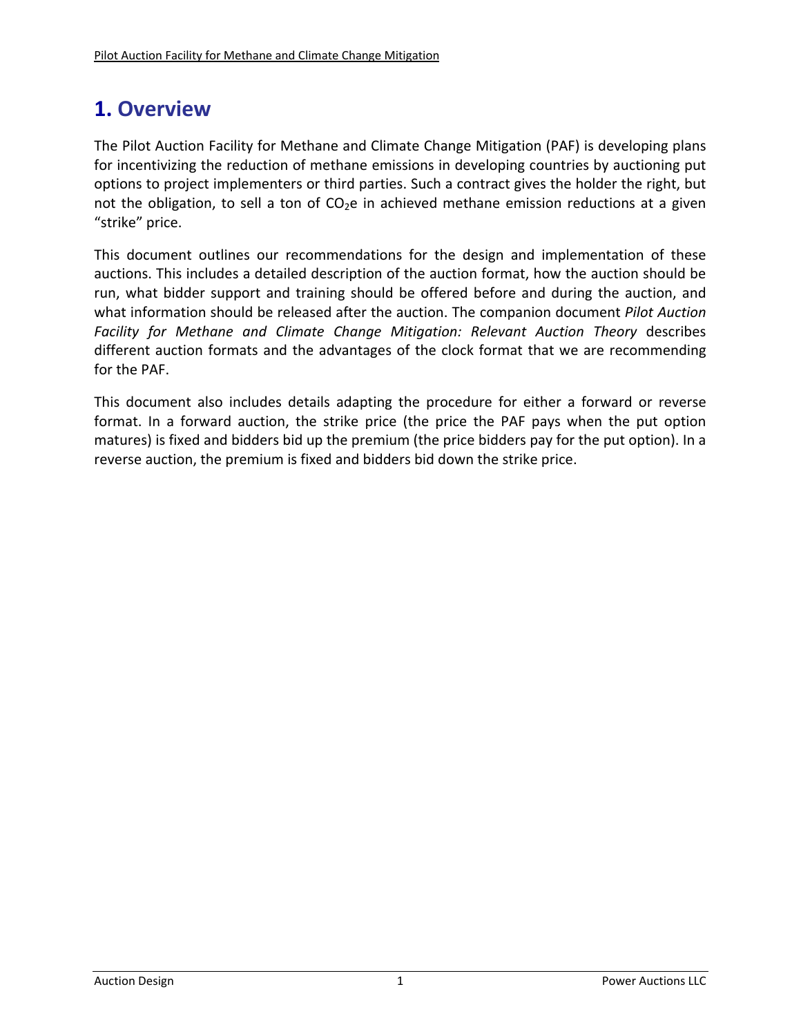# 1. Overview

The Pilot Auction Facility for Methane and Climate Change Mitigation (PAF) is developing plans for incentivizing the reduction of methane emissions in developing countries by auctioning put options to project implementers or third parties. Such a contract gives the holder the right, but not the obligation, to sell a ton of $CO_2$e in achieved methane emission reductions at a given "strike" price.

This document outlines our recommendations for the design and implementation of these auctions. This includes a detailed description of the auction format, how the auction should be run, what bidder support and training should be offered before and during the auction, and what information should be released after the auction. The companion document *Pilot Auction Facility for Methane and Climate Change Mitigation: Relevant Auction Theory* describes different auction formats and the advantages of the clock format that we are recommending for the PAF.

This document also includes details adapting the procedure for either a forward or reverse format. In a forward auction, the strike price (the price the PAF pays when the put option matures) is fixed and bidders bid up the premium (the price bidders pay for the put option). In a reverse auction, the premium is fixed and bidders bid down the strike price.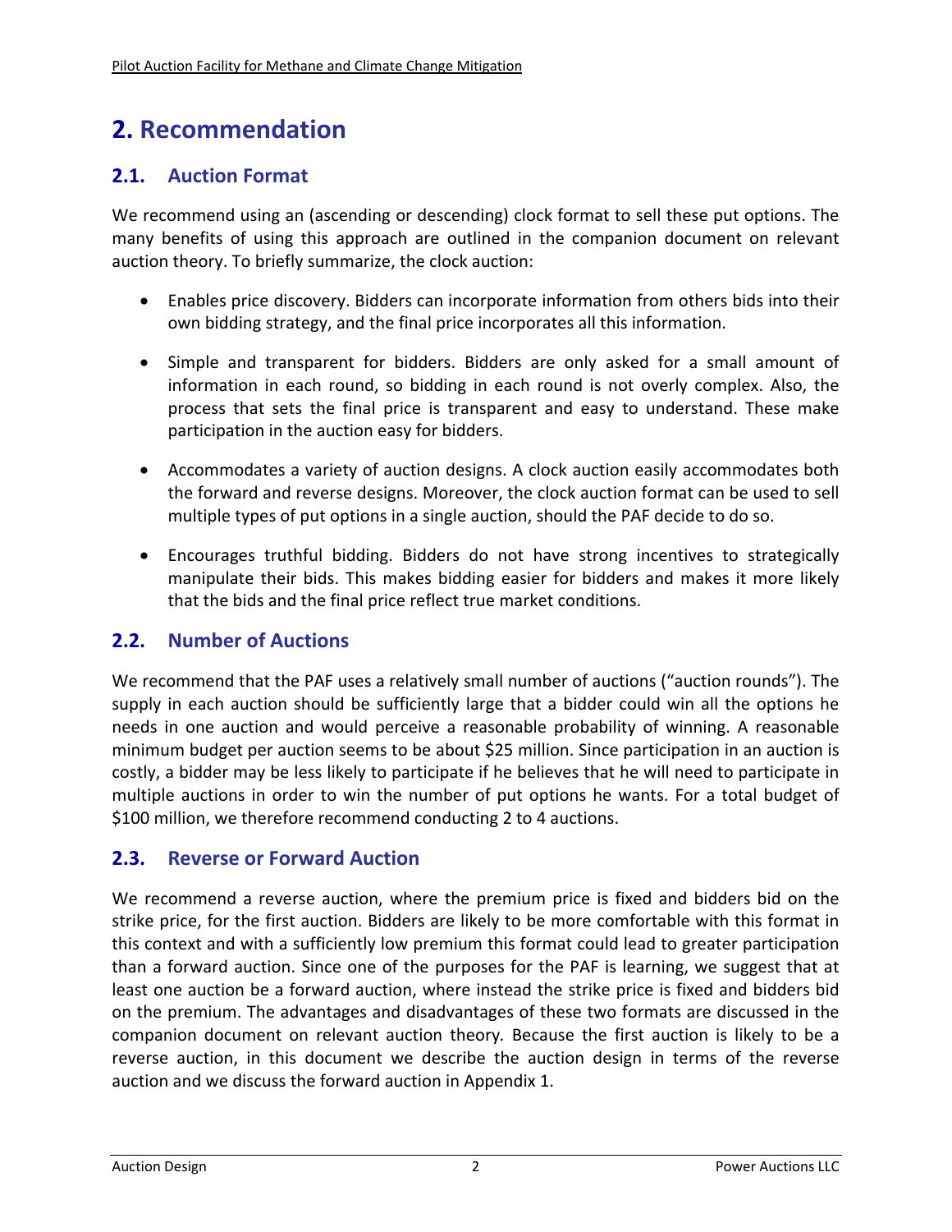# 2. Recommendation

## 2.1. Auction Format

We recommend using an (ascending or descending) clock format to sell these put options. The many benefits of using this approach are outlined in the companion document on relevant auction theory. To briefly summarize, the clock auction:

- Enables price discovery. Bidders can incorporate information from others bids into their own bidding strategy, and the final price incorporates all this information.
- Simple and transparent for bidders. Bidders are only asked for a small amount of information in each round, so bidding in each round is not overly complex. Also, the process that sets the final price is transparent and easy to understand. These make participation in the auction easy for bidders.
- Accommodates a variety of auction designs. A clock auction easily accommodates both the forward and reverse designs. Moreover, the clock auction format can be used to sell multiple types of put options in a single auction, should the PAF decide to do so.
- Encourages truthful bidding. Bidders do not have strong incentives to strategically manipulate their bids. This makes bidding easier for bidders and makes it more likely that the bids and the final price reflect true market conditions.

## 2.2. Number of Auctions

We recommend that the PAF uses a relatively small number of auctions ("auction rounds"). The supply in each auction should be sufficiently large that a bidder could win all the options he needs in one auction and would perceive a reasonable probability of winning. A reasonable minimum budget per auction seems to be about $25 million. Since participation in an auction is costly, a bidder may be less likely to participate if he believes that he will need to participate in multiple auctions in order to win the number of put options he wants. For a total budget of $100 million, we therefore recommend conducting 2 to 4 auctions.

## 2.3. Reverse or Forward Auction

We recommend a reverse auction, where the premium price is fixed and bidders bid on the strike price, for the first auction. Bidders are likely to be more comfortable with this format in this context and with a sufficiently low premium this format could lead to greater participation than a forward auction. Since one of the purposes for the PAF is learning, we suggest that at least one auction be a forward auction, where instead the strike price is fixed and bidders bid on the premium. The advantages and disadvantages of these two formats are discussed in the companion document on relevant auction theory. Because the first auction is likely to be a reverse auction, in this document we describe the auction design in terms of the reverse auction and we discuss the forward auction in Appendix 1.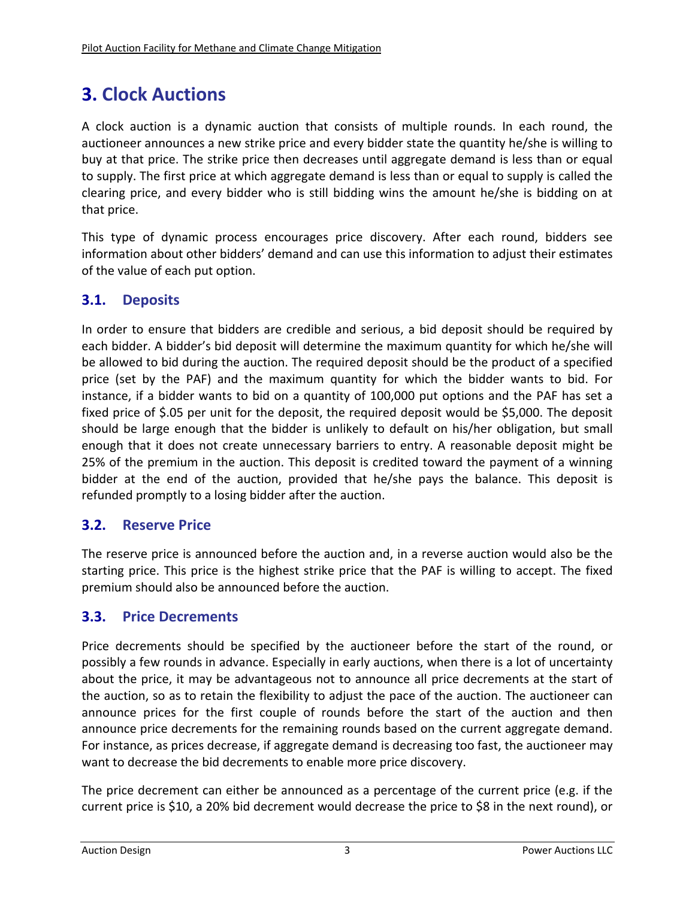# 3. Clock Auctions

A clock auction is a dynamic auction that consists of multiple rounds. In each round, the auctioneer announces a new strike price and every bidder state the quantity he/she is willing to buy at that price. The strike price then decreases until aggregate demand is less than or equal to supply. The first price at which aggregate demand is less than or equal to supply is called the clearing price, and every bidder who is still bidding wins the amount he/she is bidding on at that price.

This type of dynamic process encourages price discovery. After each round, bidders see information about other bidders' demand and can use this information to adjust their estimates of the value of each put option.

## 3.1. Deposits

In order to ensure that bidders are credible and serious, a bid deposit should be required by each bidder. A bidder's bid deposit will determine the maximum quantity for which he/she will be allowed to bid during the auction. The required deposit should be the product of a specified price (set by the PAF) and the maximum quantity for which the bidder wants to bid. For instance, if a bidder wants to bid on a quantity of 100,000 put options and the PAF has set a fixed price of $.05 per unit for the deposit, the required deposit would be $5,000. The deposit should be large enough that the bidder is unlikely to default on his/her obligation, but small enough that it does not create unnecessary barriers to entry. A reasonable deposit might be 25% of the premium in the auction. This deposit is credited toward the payment of a winning bidder at the end of the auction, provided that he/she pays the balance. This deposit is refunded promptly to a losing bidder after the auction.

## 3.2. Reserve Price

The reserve price is announced before the auction and, in a reverse auction would also be the starting price. This price is the highest strike price that the PAF is willing to accept. The fixed premium should also be announced before the auction.

## 3.3. Price Decrements

Price decrements should be specified by the auctioneer before the start of the round, or possibly a few rounds in advance. Especially in early auctions, when there is a lot of uncertainty about the price, it may be advantageous not to announce all price decrements at the start of the auction, so as to retain the flexibility to adjust the pace of the auction. The auctioneer can announce prices for the first couple of rounds before the start of the auction and then announce price decrements for the remaining rounds based on the current aggregate demand. For instance, as prices decrease, if aggregate demand is decreasing too fast, the auctioneer may want to decrease the bid decrements to enable more price discovery.

The price decrement can either be announced as a percentage of the current price (e.g. if the current price is $10, a 20% bid decrement would decrease the price to $8 in the next round), or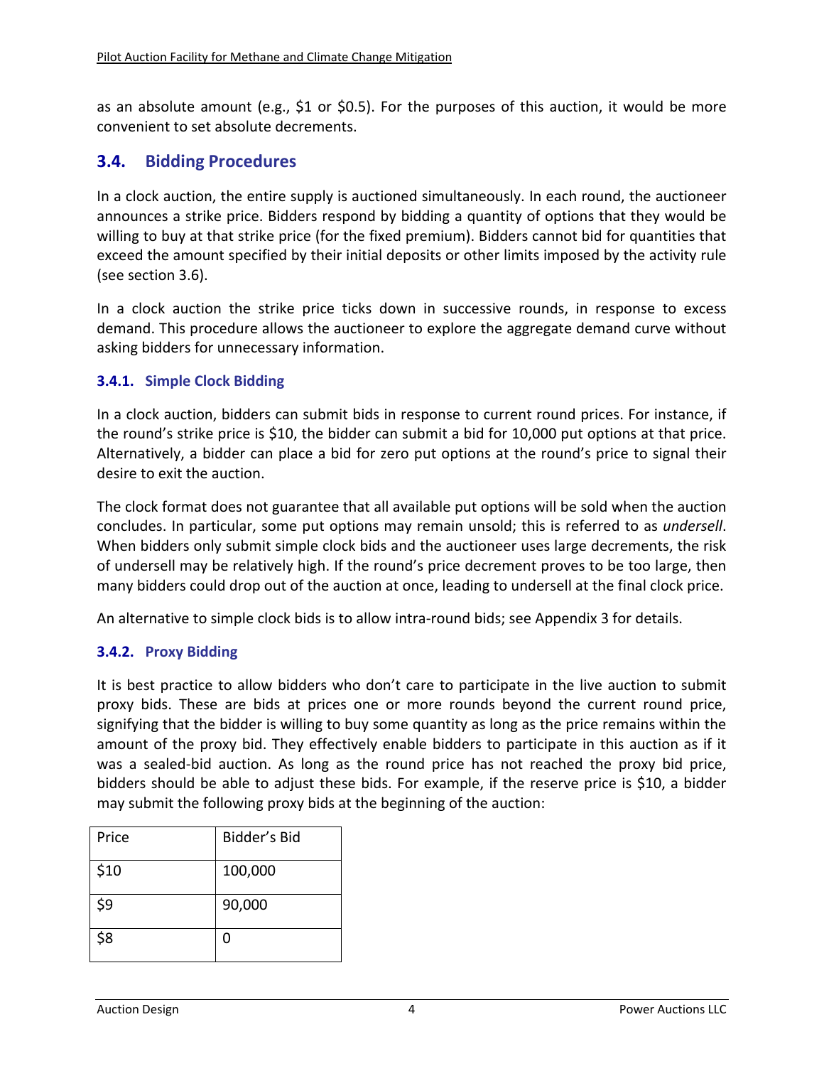as an absolute amount (e.g., $1 or $0.5). For the purposes of this auction, it would be more convenient to set absolute decrements.

## 3.4. Bidding Procedures

In a clock auction, the entire supply is auctioned simultaneously. In each round, the auctioneer announces a strike price. Bidders respond by bidding a quantity of options that they would be willing to buy at that strike price (for the fixed premium). Bidders cannot bid for quantities that exceed the amount specified by their initial deposits or other limits imposed by the activity rule (see section 3.6).

In a clock auction the strike price ticks down in successive rounds, in response to excess demand. This procedure allows the auctioneer to explore the aggregate demand curve without asking bidders for unnecessary information.

### 3.4.1. Simple Clock Bidding

In a clock auction, bidders can submit bids in response to current round prices. For instance, if the round's strike price is $10, the bidder can submit a bid for 10,000 put options at that price. Alternatively, a bidder can place a bid for zero put options at the round's price to signal their desire to exit the auction.

The clock format does not guarantee that all available put options will be sold when the auction concludes. In particular, some put options may remain unsold; this is referred to as *undersell*. When bidders only submit simple clock bids and the auctioneer uses large decrements, the risk of undersell may be relatively high. If the round's price decrement proves to be too large, then many bidders could drop out of the auction at once, leading to undersell at the final clock price.

An alternative to simple clock bids is to allow intra-round bids; see Appendix 3 for details.

### 3.4.2. Proxy Bidding

It is best practice to allow bidders who don't care to participate in the live auction to submit proxy bids. These are bids at prices one or more rounds beyond the current round price, signifying that the bidder is willing to buy some quantity as long as the price remains within the amount of the proxy bid. They effectively enable bidders to participate in this auction as if it was a sealed-bid auction. As long as the round price has not reached the proxy bid price, bidders should be able to adjust these bids. For example, if the reserve price is $10, a bidder may submit the following proxy bids at the beginning of the auction:

| Price | Bidder's Bid |
|---|---|
| $10 | 100,000 |
| $9 | 90,000 |
| $8 | 0 |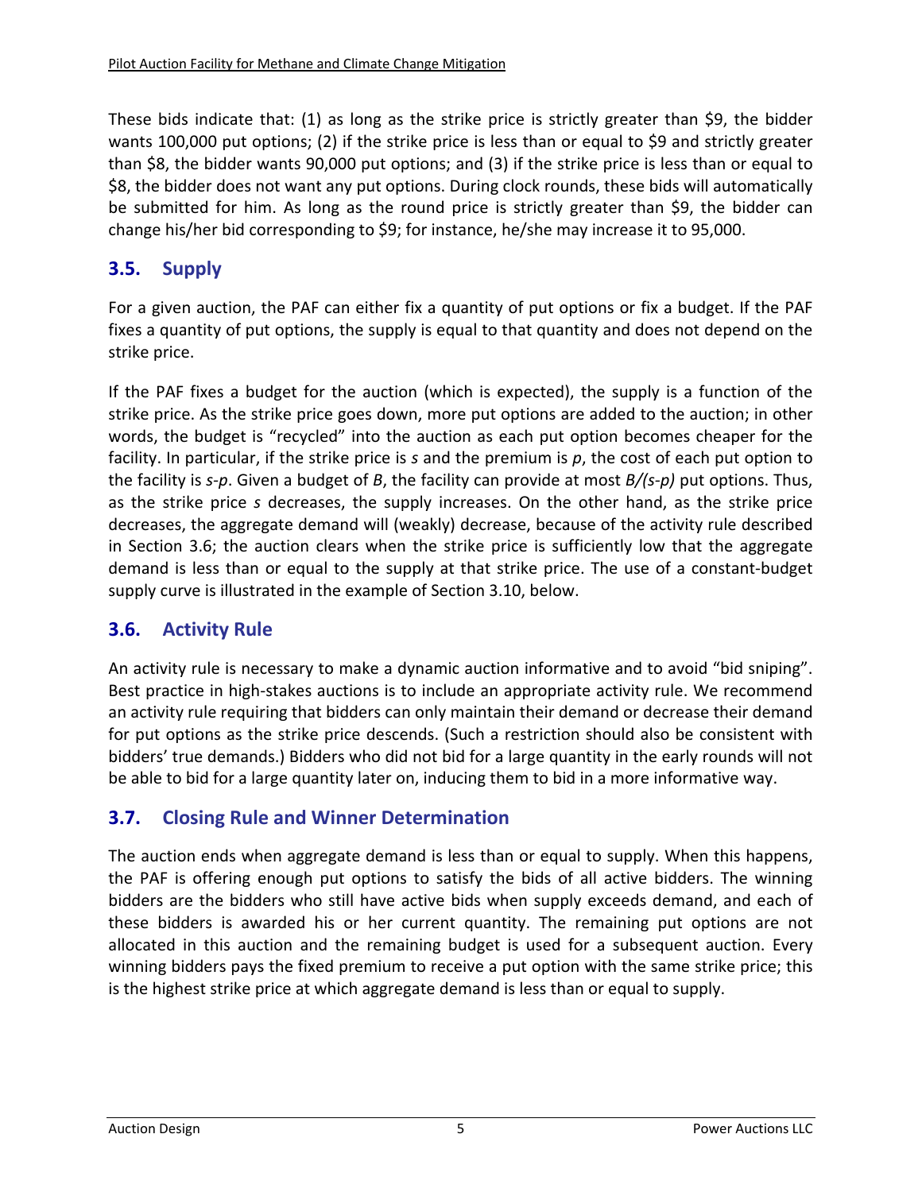These bids indicate that: (1) as long as the strike price is strictly greater than $9, the bidder wants 100,000 put options; (2) if the strike price is less than or equal to $9 and strictly greater than $8, the bidder wants 90,000 put options; and (3) if the strike price is less than or equal to $8, the bidder does not want any put options. During clock rounds, these bids will automatically be submitted for him. As long as the round price is strictly greater than $9, the bidder can change his/her bid corresponding to $9; for instance, he/she may increase it to 95,000.

## 3.5. Supply

For a given auction, the PAF can either fix a quantity of put options or fix a budget. If the PAF fixes a quantity of put options, the supply is equal to that quantity and does not depend on the strike price.

If the PAF fixes a budget for the auction (which is expected), the supply is a function of the strike price. As the strike price goes down, more put options are added to the auction; in other words, the budget is "recycled" into the auction as each put option becomes cheaper for the facility. In particular, if the strike price is $s$ and the premium is $p$, the cost of each put option to the facility is $s$-$p$. Given a budget of $B$, the facility can provide at most $B/(s-p)$ put options. Thus, as the strike price $s$ decreases, the supply increases. On the other hand, as the strike price decreases, the aggregate demand will (weakly) decrease, because of the activity rule described in Section 3.6; the auction clears when the strike price is sufficiently low that the aggregate demand is less than or equal to the supply at that strike price. The use of a constant-budget supply curve is illustrated in the example of Section 3.10, below.

## 3.6. Activity Rule

An activity rule is necessary to make a dynamic auction informative and to avoid "bid sniping". Best practice in high-stakes auctions is to include an appropriate activity rule. We recommend an activity rule requiring that bidders can only maintain their demand or decrease their demand for put options as the strike price descends. (Such a restriction should also be consistent with bidders' true demands.) Bidders who did not bid for a large quantity in the early rounds will not be able to bid for a large quantity later on, inducing them to bid in a more informative way.

## 3.7. Closing Rule and Winner Determination

The auction ends when aggregate demand is less than or equal to supply. When this happens, the PAF is offering enough put options to satisfy the bids of all active bidders. The winning bidders are the bidders who still have active bids when supply exceeds demand, and each of these bidders is awarded his or her current quantity. The remaining put options are not allocated in this auction and the remaining budget is used for a subsequent auction. Every winning bidders pays the fixed premium to receive a put option with the same strike price; this is the highest strike price at which aggregate demand is less than or equal to supply.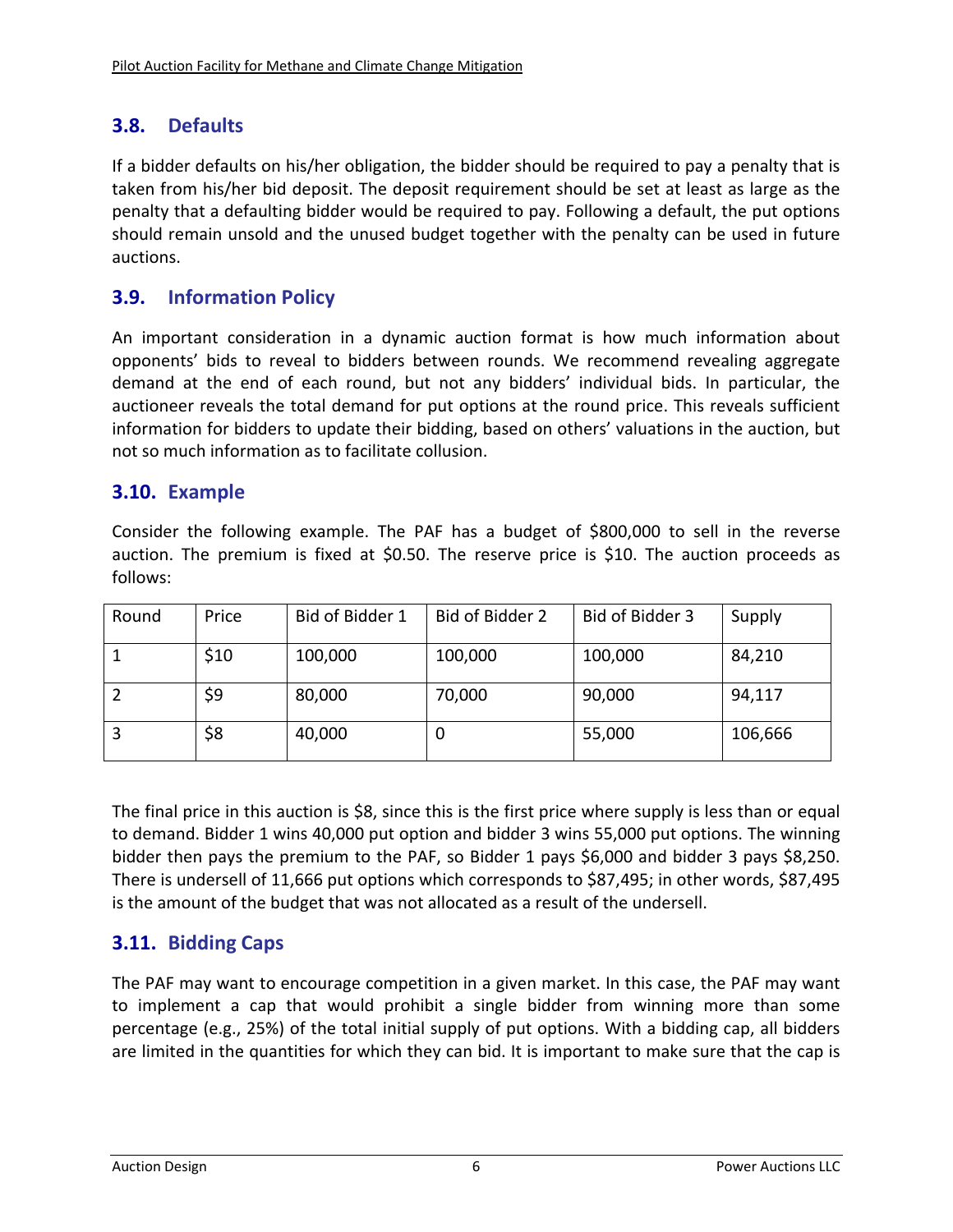## 3.8. Defaults

If a bidder defaults on his/her obligation, the bidder should be required to pay a penalty that is taken from his/her bid deposit. The deposit requirement should be set at least as large as the penalty that a defaulting bidder would be required to pay. Following a default, the put options should remain unsold and the unused budget together with the penalty can be used in future auctions.

## 3.9. Information Policy

An important consideration in a dynamic auction format is how much information about opponents' bids to reveal to bidders between rounds. We recommend revealing aggregate demand at the end of each round, but not any bidders' individual bids. In particular, the auctioneer reveals the total demand for put options at the round price. This reveals sufficient information for bidders to update their bidding, based on others' valuations in the auction, but not so much information as to facilitate collusion.

## 3.10. Example

Consider the following example. The PAF has a budget of $800,000 to sell in the reverse auction. The premium is fixed at $0.50. The reserve price is $10. The auction proceeds as follows:

| Round | Price | Bid of Bidder 1 | Bid of Bidder 2 | Bid of Bidder 3 | Supply |
|---|---|---|---|---|---|
| 1 | $10 | 100,000 | 100,000 | 100,000 | 84,210 |
| 2 | $9 | 80,000 | 70,000 | 90,000 | 94,117 |
| 3 | $8 | 40,000 | 0 | 55,000 | 106,666 |

The final price in this auction is $8, since this is the first price where supply is less than or equal to demand. Bidder 1 wins 40,000 put option and bidder 3 wins 55,000 put options. The winning bidder then pays the premium to the PAF, so Bidder 1 pays $6,000 and bidder 3 pays $8,250. There is undersell of 11,666 put options which corresponds to $87,495; in other words, $87,495 is the amount of the budget that was not allocated as a result of the undersell.

## 3.11. Bidding Caps

The PAF may want to encourage competition in a given market. In this case, the PAF may want to implement a cap that would prohibit a single bidder from winning more than some percentage (e.g., 25%) of the total initial supply of put options. With a bidding cap, all bidders are limited in the quantities for which they can bid. It is important to make sure that the cap is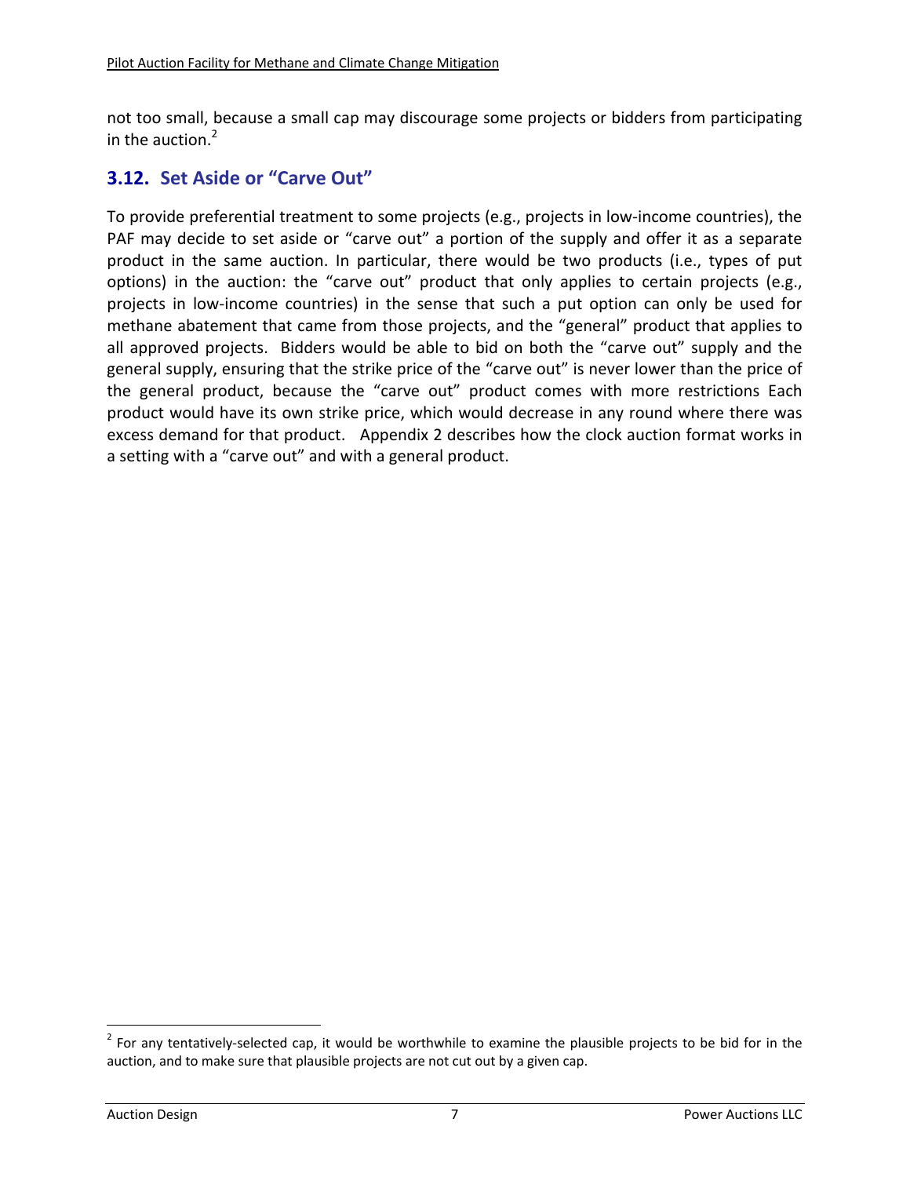not too small, because a small cap may discourage some projects or bidders from participating in the auction.[2]

## 3.12. Set Aside or "Carve Out"

To provide preferential treatment to some projects (e.g., projects in low-income countries), the PAF may decide to set aside or "carve out" a portion of the supply and offer it as a separate product in the same auction. In particular, there would be two products (i.e., types of put options) in the auction: the "carve out" product that only applies to certain projects (e.g., projects in low-income countries) in the sense that such a put option can only be used for methane abatement that came from those projects, and the "general" product that applies to all approved projects. Bidders would be able to bid on both the "carve out" supply and the general supply, ensuring that the strike price of the "carve out" is never lower than the price of the general product, because the "carve out" product comes with more restrictions Each product would have its own strike price, which would decrease in any round where there was excess demand for that product. Appendix 2 describes how the clock auction format works in a setting with a "carve out" and with a general product.

---

[2] For any tentatively-selected cap, it would be worthwhile to examine the plausible projects to be bid for in the auction, and to make sure that plausible projects are not cut out by a given cap.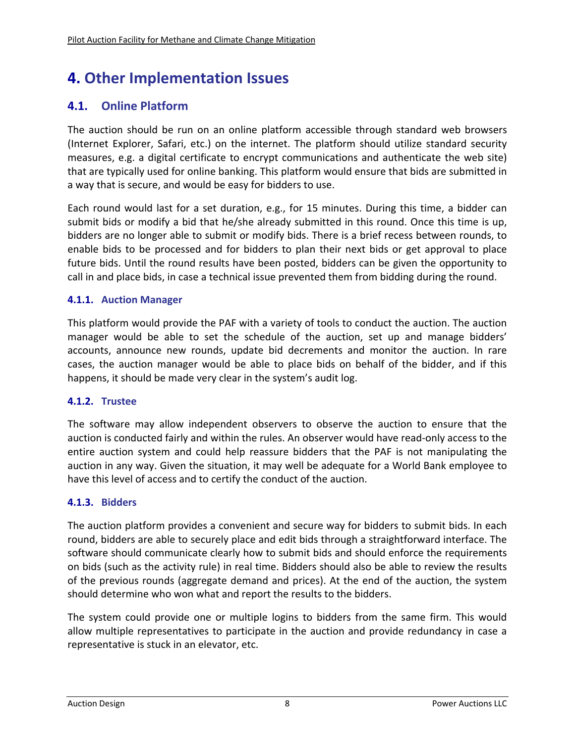# 4. Other Implementation Issues

## 4.1. Online Platform

The auction should be run on an online platform accessible through standard web browsers (Internet Explorer, Safari, etc.) on the internet. The platform should utilize standard security measures, e.g. a digital certificate to encrypt communications and authenticate the web site) that are typically used for online banking. This platform would ensure that bids are submitted in a way that is secure, and would be easy for bidders to use.

Each round would last for a set duration, e.g., for 15 minutes. During this time, a bidder can submit bids or modify a bid that he/she already submitted in this round. Once this time is up, bidders are no longer able to submit or modify bids. There is a brief recess between rounds, to enable bids to be processed and for bidders to plan their next bids or get approval to place future bids. Until the round results have been posted, bidders can be given the opportunity to call in and place bids, in case a technical issue prevented them from bidding during the round.

### 4.1.1. Auction Manager

This platform would provide the PAF with a variety of tools to conduct the auction. The auction manager would be able to set the schedule of the auction, set up and manage bidders' accounts, announce new rounds, update bid decrements and monitor the auction. In rare cases, the auction manager would be able to place bids on behalf of the bidder, and if this happens, it should be made very clear in the system's audit log.

### 4.1.2. Trustee

The software may allow independent observers to observe the auction to ensure that the auction is conducted fairly and within the rules. An observer would have read-only access to the entire auction system and could help reassure bidders that the PAF is not manipulating the auction in any way. Given the situation, it may well be adequate for a World Bank employee to have this level of access and to certify the conduct of the auction.

### 4.1.3. Bidders

The auction platform provides a convenient and secure way for bidders to submit bids. In each round, bidders are able to securely place and edit bids through a straightforward interface. The software should communicate clearly how to submit bids and should enforce the requirements on bids (such as the activity rule) in real time. Bidders should also be able to review the results of the previous rounds (aggregate demand and prices). At the end of the auction, the system should determine who won what and report the results to the bidders.

The system could provide one or multiple logins to bidders from the same firm. This would allow multiple representatives to participate in the auction and provide redundancy in case a representative is stuck in an elevator, etc.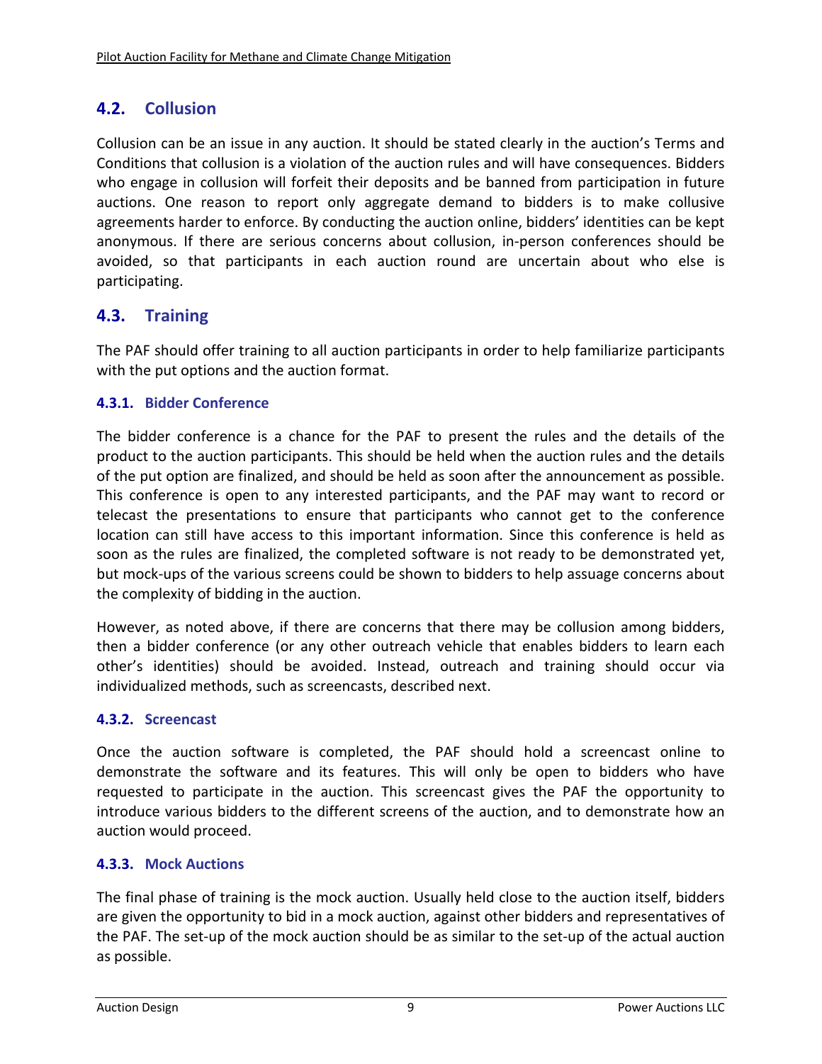## 4.2. Collusion

Collusion can be an issue in any auction. It should be stated clearly in the auction's Terms and Conditions that collusion is a violation of the auction rules and will have consequences. Bidders who engage in collusion will forfeit their deposits and be banned from participation in future auctions. One reason to report only aggregate demand to bidders is to make collusive agreements harder to enforce. By conducting the auction online, bidders' identities can be kept anonymous. If there are serious concerns about collusion, in-person conferences should be avoided, so that participants in each auction round are uncertain about who else is participating.

## 4.3. Training

The PAF should offer training to all auction participants in order to help familiarize participants with the put options and the auction format.

### 4.3.1. Bidder Conference

The bidder conference is a chance for the PAF to present the rules and the details of the product to the auction participants. This should be held when the auction rules and the details of the put option are finalized, and should be held as soon after the announcement as possible. This conference is open to any interested participants, and the PAF may want to record or telecast the presentations to ensure that participants who cannot get to the conference location can still have access to this important information. Since this conference is held as soon as the rules are finalized, the completed software is not ready to be demonstrated yet, but mock-ups of the various screens could be shown to bidders to help assuage concerns about the complexity of bidding in the auction.

However, as noted above, if there are concerns that there may be collusion among bidders, then a bidder conference (or any other outreach vehicle that enables bidders to learn each other's identities) should be avoided. Instead, outreach and training should occur via individualized methods, such as screencasts, described next.

### 4.3.2. Screencast

Once the auction software is completed, the PAF should hold a screencast online to demonstrate the software and its features. This will only be open to bidders who have requested to participate in the auction. This screencast gives the PAF the opportunity to introduce various bidders to the different screens of the auction, and to demonstrate how an auction would proceed.

### 4.3.3. Mock Auctions

The final phase of training is the mock auction. Usually held close to the auction itself, bidders are given the opportunity to bid in a mock auction, against other bidders and representatives of the PAF. The set-up of the mock auction should be as similar to the set-up of the actual auction as possible.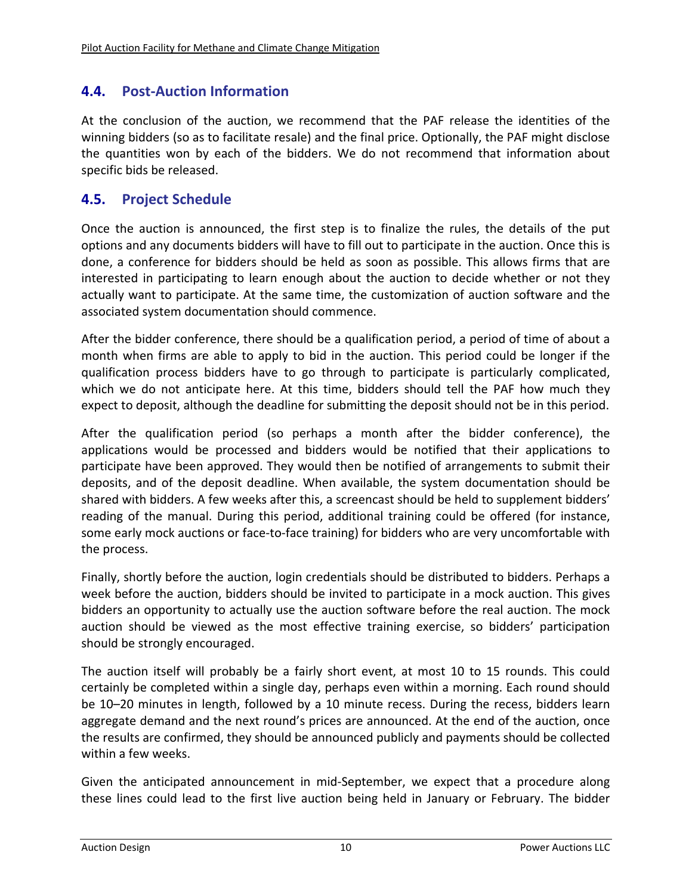## 4.4. Post-Auction Information

At the conclusion of the auction, we recommend that the PAF release the identities of the winning bidders (so as to facilitate resale) and the final price. Optionally, the PAF might disclose the quantities won by each of the bidders. We do not recommend that information about specific bids be released.

## 4.5. Project Schedule

Once the auction is announced, the first step is to finalize the rules, the details of the put options and any documents bidders will have to fill out to participate in the auction. Once this is done, a conference for bidders should be held as soon as possible. This allows firms that are interested in participating to learn enough about the auction to decide whether or not they actually want to participate. At the same time, the customization of auction software and the associated system documentation should commence.

After the bidder conference, there should be a qualification period, a period of time of about a month when firms are able to apply to bid in the auction. This period could be longer if the qualification process bidders have to go through to participate is particularly complicated, which we do not anticipate here. At this time, bidders should tell the PAF how much they expect to deposit, although the deadline for submitting the deposit should not be in this period.

After the qualification period (so perhaps a month after the bidder conference), the applications would be processed and bidders would be notified that their applications to participate have been approved. They would then be notified of arrangements to submit their deposits, and of the deposit deadline. When available, the system documentation should be shared with bidders. A few weeks after this, a screencast should be held to supplement bidders' reading of the manual. During this period, additional training could be offered (for instance, some early mock auctions or face-to-face training) for bidders who are very uncomfortable with the process.

Finally, shortly before the auction, login credentials should be distributed to bidders. Perhaps a week before the auction, bidders should be invited to participate in a mock auction. This gives bidders an opportunity to actually use the auction software before the real auction. The mock auction should be viewed as the most effective training exercise, so bidders' participation should be strongly encouraged.

The auction itself will probably be a fairly short event, at most 10 to 15 rounds. This could certainly be completed within a single day, perhaps even within a morning. Each round should be 10–20 minutes in length, followed by a 10 minute recess. During the recess, bidders learn aggregate demand and the next round's prices are announced. At the end of the auction, once the results are confirmed, they should be announced publicly and payments should be collected within a few weeks.

Given the anticipated announcement in mid-September, we expect that a procedure along these lines could lead to the first live auction being held in January or February. The bidder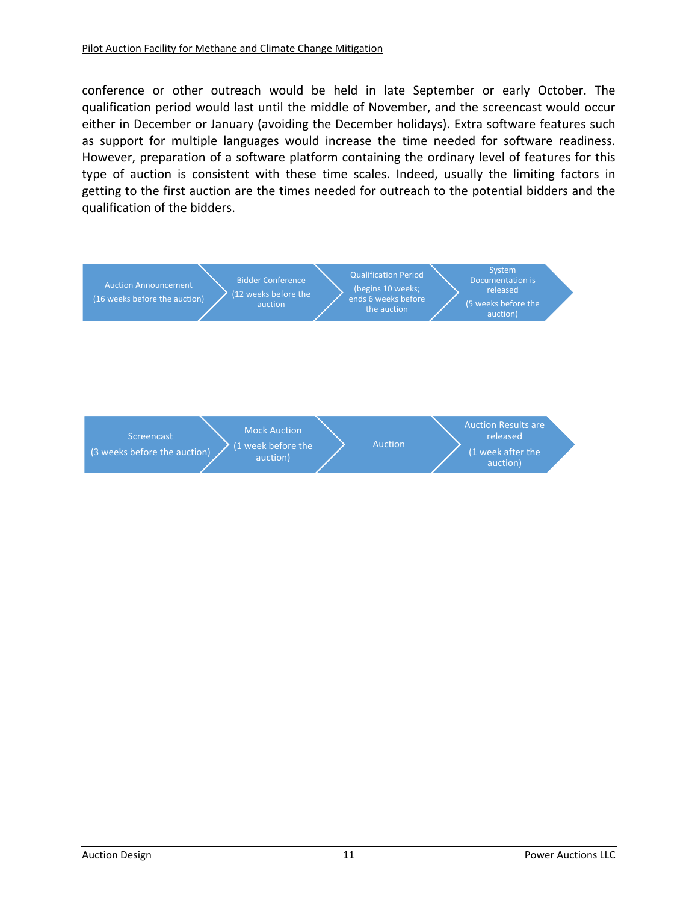conference or other outreach would be held in late September or early October. The qualification period would last until the middle of November, and the screencast would occur either in December or January (avoiding the December holidays). Extra software features such as support for multiple languages would increase the time needed for software readiness. However, preparation of a software platform containing the ordinary level of features for this type of auction is consistent with these time scales. Indeed, usually the limiting factors in getting to the first auction are the times needed for outreach to the potential bidders and the qualification of the bidders.

Auction Announcement (16 weeks before the auction) → Bidder Conference (12 weeks before the auction → Qualification Period (begins 10 weeks; ends 6 weeks before the auction → System Documentation is released (5 weeks before the auction)

Screencast (3 weeks before the auction) → Mock Auction (1 week before the auction) → Auction → Auction Results are released (1 week after the auction)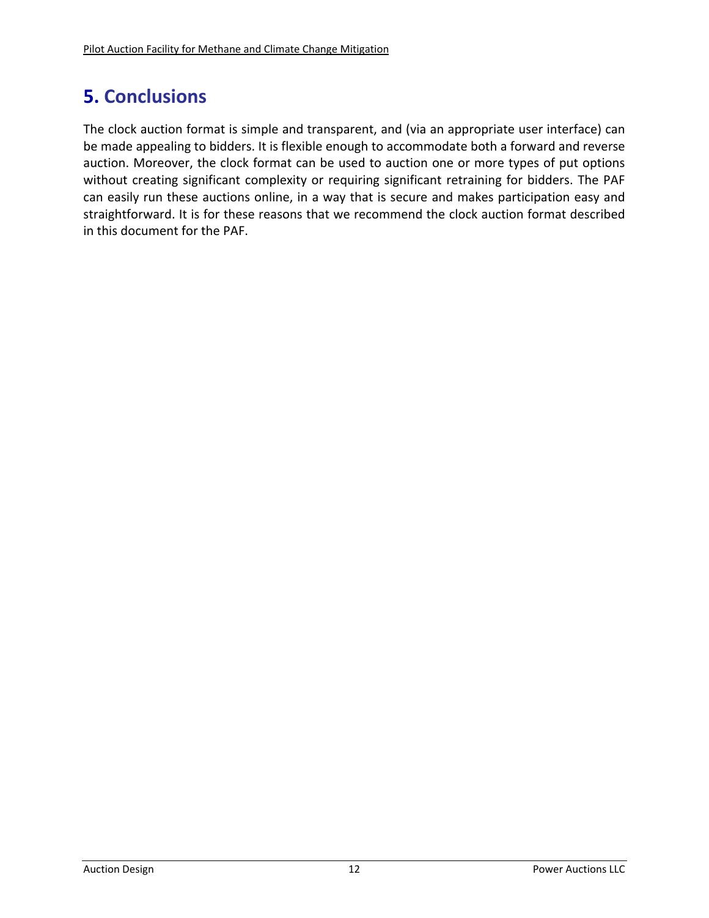# 5. Conclusions

The clock auction format is simple and transparent, and (via an appropriate user interface) can be made appealing to bidders. It is flexible enough to accommodate both a forward and reverse auction. Moreover, the clock format can be used to auction one or more types of put options without creating significant complexity or requiring significant retraining for bidders. The PAF can easily run these auctions online, in a way that is secure and makes participation easy and straightforward. It is for these reasons that we recommend the clock auction format described in this document for the PAF.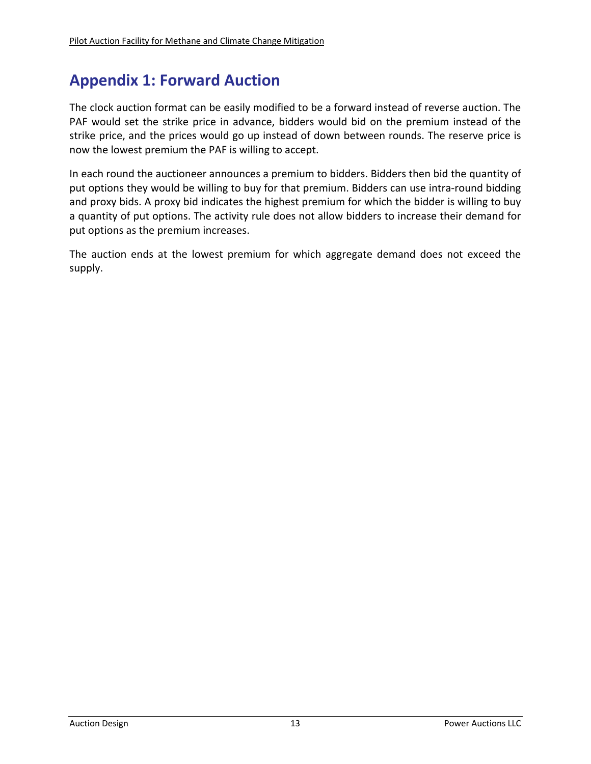# Appendix 1: Forward Auction

The clock auction format can be easily modified to be a forward instead of reverse auction. The PAF would set the strike price in advance, bidders would bid on the premium instead of the strike price, and the prices would go up instead of down between rounds. The reserve price is now the lowest premium the PAF is willing to accept.

In each round the auctioneer announces a premium to bidders. Bidders then bid the quantity of put options they would be willing to buy for that premium. Bidders can use intra-round bidding and proxy bids. A proxy bid indicates the highest premium for which the bidder is willing to buy a quantity of put options. The activity rule does not allow bidders to increase their demand for put options as the premium increases.

The auction ends at the lowest premium for which aggregate demand does not exceed the supply.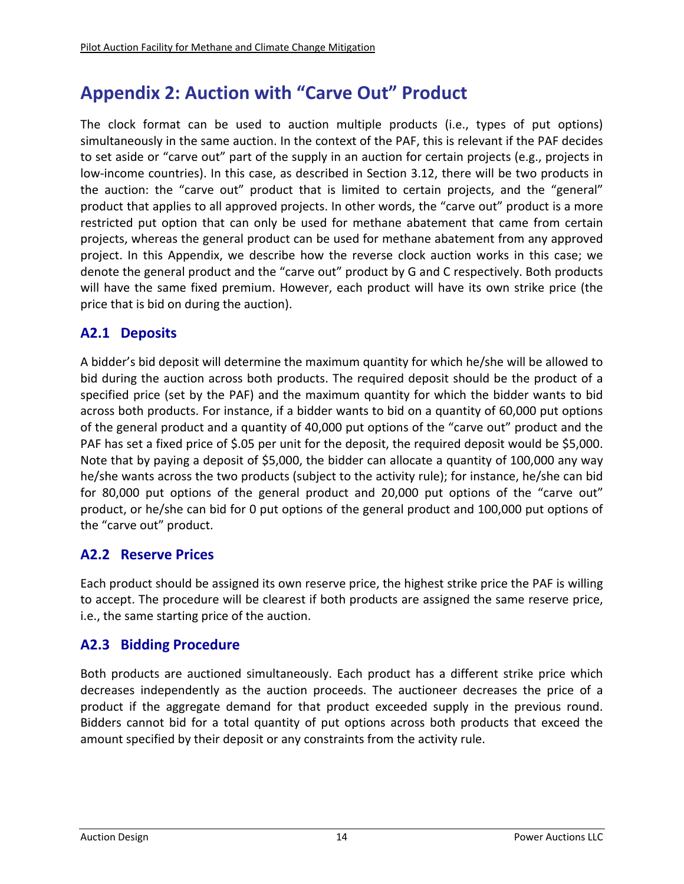# Appendix 2: Auction with "Carve Out" Product

The clock format can be used to auction multiple products (i.e., types of put options) simultaneously in the same auction. In the context of the PAF, this is relevant if the PAF decides to set aside or "carve out" part of the supply in an auction for certain projects (e.g., projects in low-income countries). In this case, as described in Section 3.12, there will be two products in the auction: the "carve out" product that is limited to certain projects, and the "general" product that applies to all approved projects. In other words, the "carve out" product is a more restricted put option that can only be used for methane abatement that came from certain projects, whereas the general product can be used for methane abatement from any approved project. In this Appendix, we describe how the reverse clock auction works in this case; we denote the general product and the "carve out" product by G and C respectively. Both products will have the same fixed premium. However, each product will have its own strike price (the price that is bid on during the auction).

## A2.1 Deposits

A bidder's bid deposit will determine the maximum quantity for which he/she will be allowed to bid during the auction across both products. The required deposit should be the product of a specified price (set by the PAF) and the maximum quantity for which the bidder wants to bid across both products. For instance, if a bidder wants to bid on a quantity of 60,000 put options of the general product and a quantity of 40,000 put options of the "carve out" product and the PAF has set a fixed price of $.05 per unit for the deposit, the required deposit would be $5,000. Note that by paying a deposit of $5,000, the bidder can allocate a quantity of 100,000 any way he/she wants across the two products (subject to the activity rule); for instance, he/she can bid for 80,000 put options of the general product and 20,000 put options of the "carve out" product, or he/she can bid for 0 put options of the general product and 100,000 put options of the "carve out" product.

## A2.2 Reserve Prices

Each product should be assigned its own reserve price, the highest strike price the PAF is willing to accept. The procedure will be clearest if both products are assigned the same reserve price, i.e., the same starting price of the auction.

## A2.3 Bidding Procedure

Both products are auctioned simultaneously. Each product has a different strike price which decreases independently as the auction proceeds. The auctioneer decreases the price of a product if the aggregate demand for that product exceeded supply in the previous round. Bidders cannot bid for a total quantity of put options across both products that exceed the amount specified by their deposit or any constraints from the activity rule.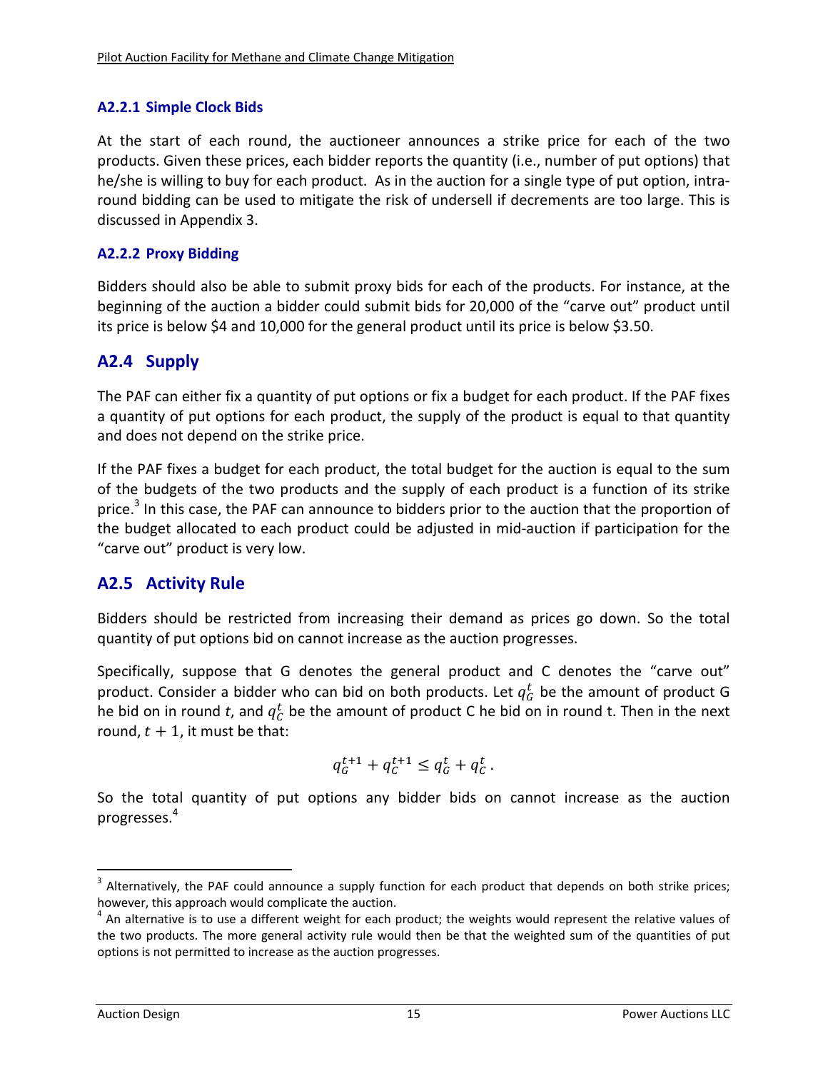#### A2.2.1 Simple Clock Bids

At the start of each round, the auctioneer announces a strike price for each of the two products. Given these prices, each bidder reports the quantity (i.e., number of put options) that he/she is willing to buy for each product. As in the auction for a single type of put option, intra-round bidding can be used to mitigate the risk of undersell if decrements are too large. This is discussed in Appendix 3.

#### A2.2.2 Proxy Bidding

Bidders should also be able to submit proxy bids for each of the products. For instance, at the beginning of the auction a bidder could submit bids for 20,000 of the "carve out" product until its price is below $4 and 10,000 for the general product until its price is below $3.50.

### A2.4 Supply

The PAF can either fix a quantity of put options or fix a budget for each product. If the PAF fixes a quantity of put options for each product, the supply of the product is equal to that quantity and does not depend on the strike price.

If the PAF fixes a budget for each product, the total budget for the auction is equal to the sum of the budgets of the two products and the supply of each product is a function of its strike price.[3] In this case, the PAF can announce to bidders prior to the auction that the proportion of the budget allocated to each product could be adjusted in mid-auction if participation for the "carve out" product is very low.

### A2.5 Activity Rule

Bidders should be restricted from increasing their demand as prices go down. So the total quantity of put options bid on cannot increase as the auction progresses.

Specifically, suppose that G denotes the general product and C denotes the "carve out" product. Consider a bidder who can bid on both products. Let $q_G^t$ be the amount of product G he bid on in round $t$, and $q_C^t$ be the amount of product C he bid on in round t. Then in the next round, $t+1$, it must be that:

$$q_G^{t+1} + q_C^{t+1} \leq q_G^t + q_C^t \, .$$

So the total quantity of put options any bidder bids on cannot increase as the auction progresses.[4]

---

[3] Alternatively, the PAF could announce a supply function for each product that depends on both strike prices; however, this approach would complicate the auction.

[4] An alternative is to use a different weight for each product; the weights would represent the relative values of the two products. The more general activity rule would then be that the weighted sum of the quantities of put options is not permitted to increase as the auction progresses.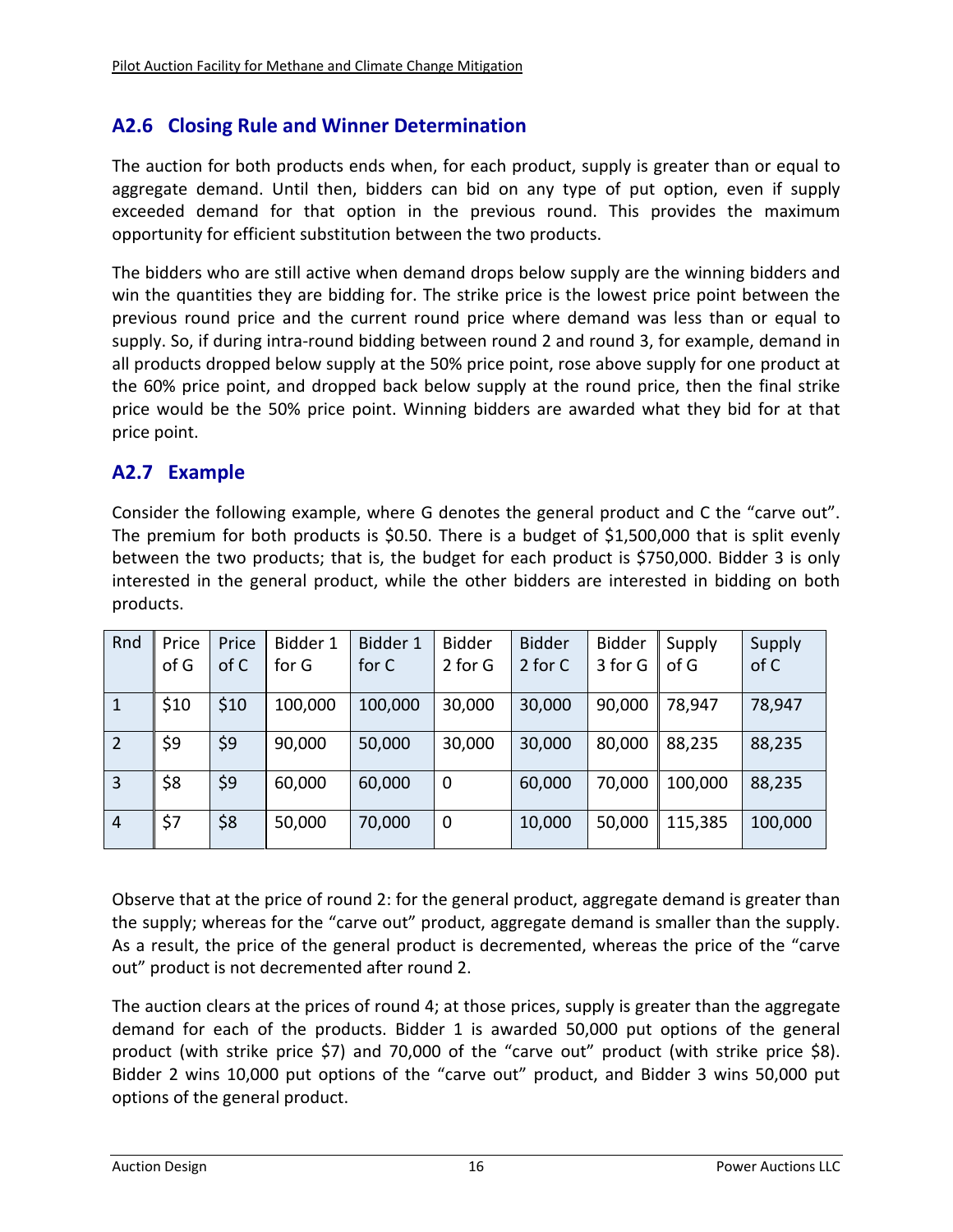## A2.6 Closing Rule and Winner Determination

The auction for both products ends when, for each product, supply is greater than or equal to aggregate demand. Until then, bidders can bid on any type of put option, even if supply exceeded demand for that option in the previous round. This provides the maximum opportunity for efficient substitution between the two products.

The bidders who are still active when demand drops below supply are the winning bidders and win the quantities they are bidding for. The strike price is the lowest price point between the previous round price and the current round price where demand was less than or equal to supply. So, if during intra-round bidding between round 2 and round 3, for example, demand in all products dropped below supply at the 50% price point, rose above supply for one product at the 60% price point, and dropped back below supply at the round price, then the final strike price would be the 50% price point. Winning bidders are awarded what they bid for at that price point.

## A2.7 Example

Consider the following example, where G denotes the general product and C the "carve out". The premium for both products is $0.50. There is a budget of $1,500,000 that is split evenly between the two products; that is, the budget for each product is $750,000. Bidder 3 is only interested in the general product, while the other bidders are interested in bidding on both products.

| Rnd | Price of G | Price of C | Bidder 1 for G | Bidder 1 for C | Bidder 2 for G | Bidder 2 for C | Bidder 3 for G | Supply of G | Supply of C |
|---|---|---|---|---|---|---|---|---|---|
| 1 | $10 | $10 | 100,000 | 100,000 | 30,000 | 30,000 | 90,000 | 78,947 | 78,947 |
| 2 | $9 | $9 | 90,000 | 50,000 | 30,000 | 30,000 | 80,000 | 88,235 | 88,235 |
| 3 | $8 | $9 | 60,000 | 60,000 | 0 | 60,000 | 70,000 | 100,000 | 88,235 |
| 4 | $7 | $8 | 50,000 | 70,000 | 0 | 10,000 | 50,000 | 115,385 | 100,000 |

Observe that at the price of round 2: for the general product, aggregate demand is greater than the supply; whereas for the "carve out" product, aggregate demand is smaller than the supply. As a result, the price of the general product is decremented, whereas the price of the "carve out" product is not decremented after round 2.

The auction clears at the prices of round 4; at those prices, supply is greater than the aggregate demand for each of the products. Bidder 1 is awarded 50,000 put options of the general product (with strike price $7) and 70,000 of the "carve out" product (with strike price $8). Bidder 2 wins 10,000 put options of the "carve out" product, and Bidder 3 wins 50,000 put options of the general product.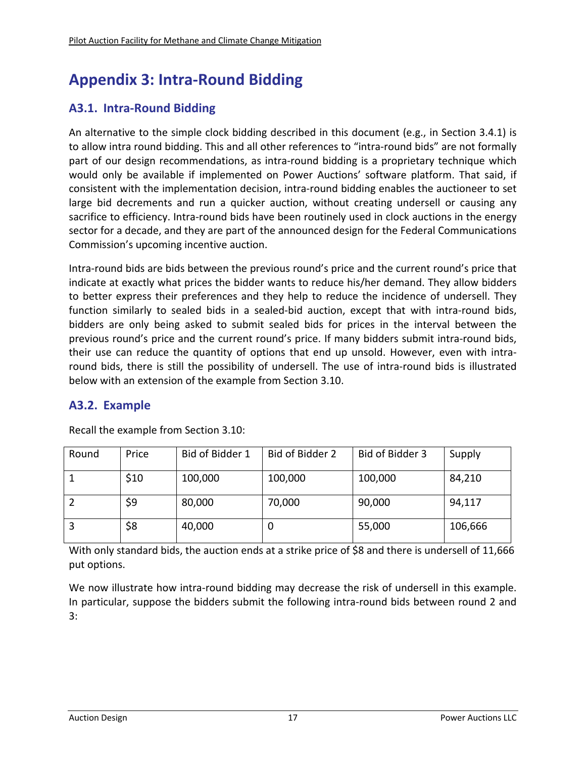# Appendix 3: Intra-Round Bidding

## A3.1. Intra-Round Bidding

An alternative to the simple clock bidding described in this document (e.g., in Section 3.4.1) is to allow intra round bidding. This and all other references to "intra-round bids" are not formally part of our design recommendations, as intra-round bidding is a proprietary technique which would only be available if implemented on Power Auctions' software platform. That said, if consistent with the implementation decision, intra-round bidding enables the auctioneer to set large bid decrements and run a quicker auction, without creating undersell or causing any sacrifice to efficiency. Intra-round bids have been routinely used in clock auctions in the energy sector for a decade, and they are part of the announced design for the Federal Communications Commission's upcoming incentive auction.

Intra-round bids are bids between the previous round's price and the current round's price that indicate at exactly what prices the bidder wants to reduce his/her demand. They allow bidders to better express their preferences and they help to reduce the incidence of undersell. They function similarly to sealed bids in a sealed-bid auction, except that with intra-round bids, bidders are only being asked to submit sealed bids for prices in the interval between the previous round's price and the current round's price. If many bidders submit intra-round bids, their use can reduce the quantity of options that end up unsold. However, even with intra-round bids, there is still the possibility of undersell. The use of intra-round bids is illustrated below with an extension of the example from Section 3.10.

## A3.2. Example

Recall the example from Section 3.10:

| Round | Price | Bid of Bidder 1 | Bid of Bidder 2 | Bid of Bidder 3 | Supply |
|---|---|---|---|---|---|
| 1 | $10 | 100,000 | 100,000 | 100,000 | 84,210 |
| 2 | $9 | 80,000 | 70,000 | 90,000 | 94,117 |
| 3 | $8 | 40,000 | 0 | 55,000 | 106,666 |

With only standard bids, the auction ends at a strike price of $8 and there is undersell of 11,666 put options.

We now illustrate how intra-round bidding may decrease the risk of undersell in this example. In particular, suppose the bidders submit the following intra-round bids between round 2 and 3: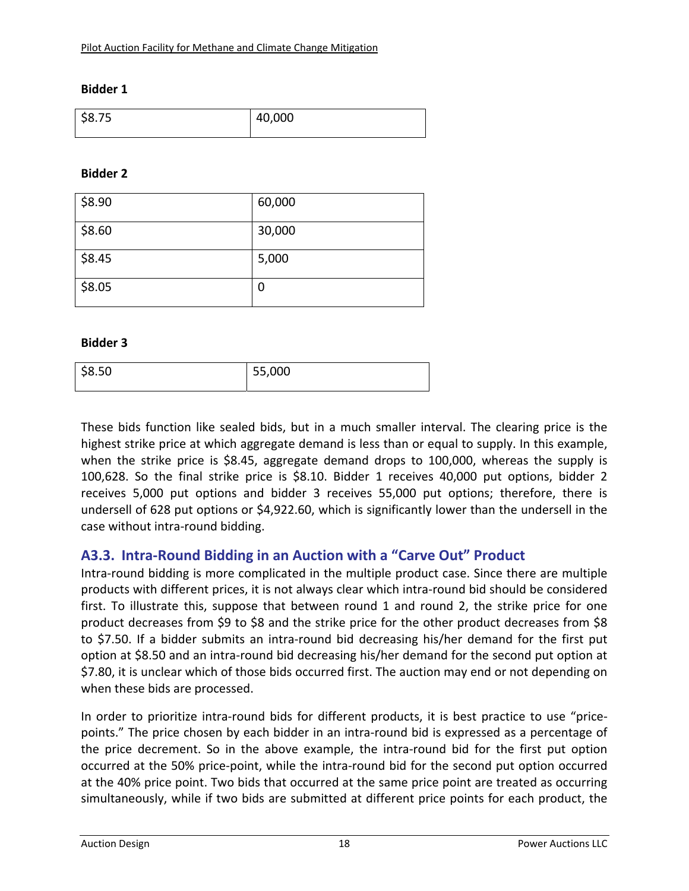**Bidder 1**

| | |
|---|---|
| $8.75 | 40,000 |

**Bidder 2**

| | |
|---|---|
| $8.90 | 60,000 |
| $8.60 | 30,000 |
| $8.45 | 5,000 |
| $8.05 | 0 |

**Bidder 3**

| | |
|---|---|
| $8.50 | 55,000 |

These bids function like sealed bids, but in a much smaller interval. The clearing price is the highest strike price at which aggregate demand is less than or equal to supply. In this example, when the strike price is $8.45, aggregate demand drops to 100,000, whereas the supply is 100,628. So the final strike price is $8.10. Bidder 1 receives 40,000 put options, bidder 2 receives 5,000 put options and bidder 3 receives 55,000 put options; therefore, there is undersell of 628 put options or $4,922.60, which is significantly lower than the undersell in the case without intra-round bidding.

## A3.3. Intra-Round Bidding in an Auction with a "Carve Out" Product

Intra-round bidding is more complicated in the multiple product case. Since there are multiple products with different prices, it is not always clear which intra-round bid should be considered first. To illustrate this, suppose that between round 1 and round 2, the strike price for one product decreases from $9 to $8 and the strike price for the other product decreases from $8 to $7.50. If a bidder submits an intra-round bid decreasing his/her demand for the first put option at $8.50 and an intra-round bid decreasing his/her demand for the second put option at $7.80, it is unclear which of those bids occurred first. The auction may end or not depending on when these bids are processed.

In order to prioritize intra-round bids for different products, it is best practice to use "price-points." The price chosen by each bidder in an intra-round bid is expressed as a percentage of the price decrement. So in the above example, the intra-round bid for the first put option occurred at the 50% price-point, while the intra-round bid for the second put option occurred at the 40% price point. Two bids that occurred at the same price point are treated as occurring simultaneously, while if two bids are submitted at different price points for each product, the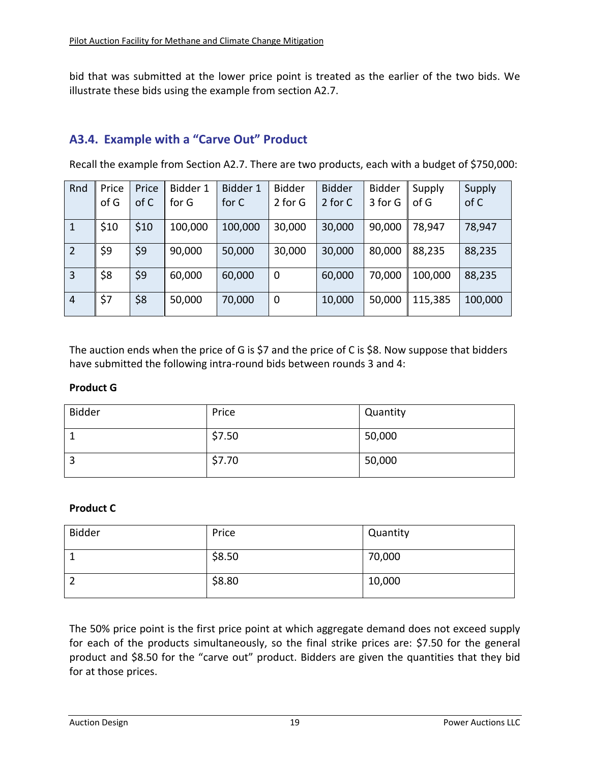bid that was submitted at the lower price point is treated as the earlier of the two bids. We illustrate these bids using the example from section A2.7.

### A3.4. Example with a "Carve Out" Product

Recall the example from Section A2.7. There are two products, each with a budget of $750,000:

| Rnd | Price of G | Price of C | Bidder 1 for G | Bidder 1 for C | Bidder 2 for G | Bidder 2 for C | Bidder 3 for G | Supply of G | Supply of C |
|---|---|---|---|---|---|---|---|---|---|
| 1 | $10 | $10 | 100,000 | 100,000 | 30,000 | 30,000 | 90,000 | 78,947 | 78,947 |
| 2 | $9 | $9 | 90,000 | 50,000 | 30,000 | 30,000 | 80,000 | 88,235 | 88,235 |
| 3 | $8 | $9 | 60,000 | 60,000 | 0 | 60,000 | 70,000 | 100,000 | 88,235 |
| 4 | $7 | $8 | 50,000 | 70,000 | 0 | 10,000 | 50,000 | 115,385 | 100,000 |

The auction ends when the price of G is $7 and the price of C is $8. Now suppose that bidders have submitted the following intra-round bids between rounds 3 and 4:

**Product G**

| Bidder | Price | Quantity |
|---|---|---|
| 1 | $7.50 | 50,000 |
| 3 | $7.70 | 50,000 |

**Product C**

| Bidder | Price | Quantity |
|---|---|---|
| 1 | $8.50 | 70,000 |
| 2 | $8.80 | 10,000 |

The 50% price point is the first price point at which aggregate demand does not exceed supply for each of the products simultaneously, so the final strike prices are: $7.50 for the general product and $8.50 for the "carve out" product. Bidders are given the quantities that they bid for at those prices.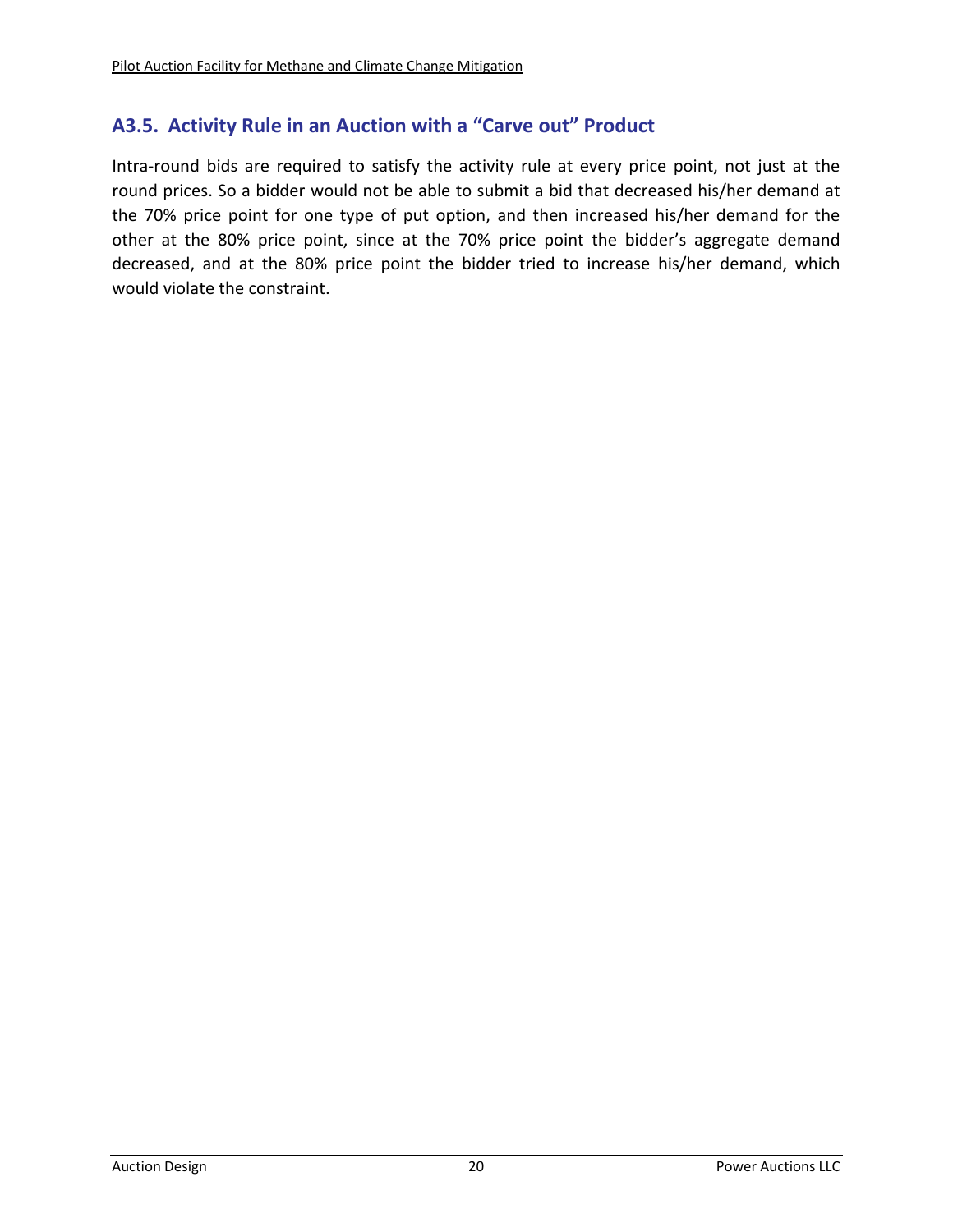## A3.5. Activity Rule in an Auction with a "Carve out" Product

Intra-round bids are required to satisfy the activity rule at every price point, not just at the round prices. So a bidder would not be able to submit a bid that decreased his/her demand at the 70% price point for one type of put option, and then increased his/her demand for the other at the 80% price point, since at the 70% price point the bidder's aggregate demand decreased, and at the 80% price point the bidder tried to increase his/her demand, which would violate the constraint.